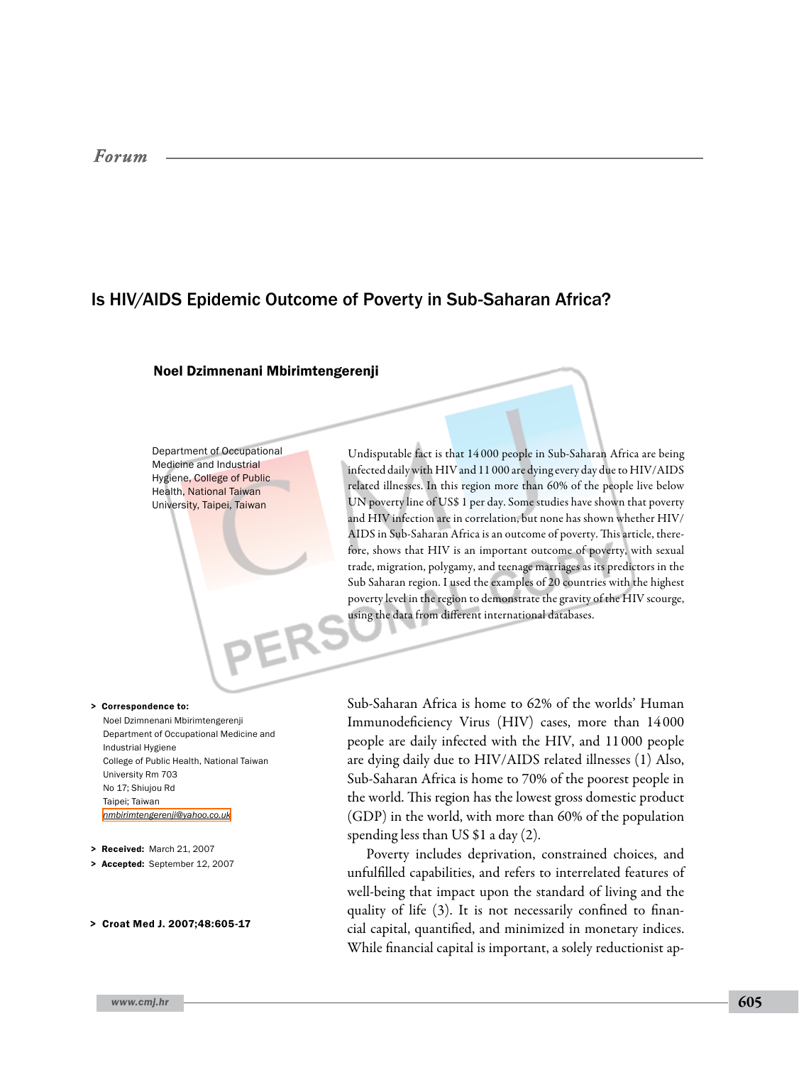*Forum*

# Is HIV/AIDS Epidemic Outcome of Poverty in Sub-Saharan Africa?

**Noel Dzimnenani Mbirimtengerenji**

Department of Occupational Medicine and Industrial Hygiene, College of Public Health, National Taiwan University, Taipei, Taiwan

Undisputable fact is that 14 000 people in Sub-Saharan Africa are being infected daily with HIV and 11 000 are dying every day due to HIV/AIDS related illnesses. In this region more than 60% of the people live below UN poverty line of US$ 1 per day. Some studies have shown that poverty and HIV infection are in correlation, but none has shown whether HIV/AIDS in Sub-Saharan Africa is an outcome of poverty. This article, therefore, shows that HIV is an important outcome of poverty, with sexual trade, migration, polygamy, and teenage marriages as its predictors in the Sub Saharan region. I used the examples of 20 countries with the highest poverty level in the region to demonstrate the gravity of the HIV scourge, using the data from different international databases.

> **Correspondence to:**
> Noel Dzimnenani Mbirimtengerenji
> Department of Occupational Medicine and Industrial Hygiene
> College of Public Health, National Taiwan University Rm 703
> No 17; Shiujou Rd
> Taipei; Taiwan
> nmbirimtengerenji@yahoo.co.uk

> **Received:** March 21, 2007
> **Accepted:** September 12, 2007

> **Croat Med J. 2007;48:605-17**

Sub-Saharan Africa is home to 62% of the worlds' Human Immunodeficiency Virus (HIV) cases, more than 14 000 people are daily infected with the HIV, and 11 000 people are dying daily due to HIV/AIDS related illnesses (1) Also, Sub-Saharan Africa is home to 70% of the poorest people in the world. This region has the lowest gross domestic product (GDP) in the world, with more than 60% of the population spending less than US $1 a day (2).

Poverty includes deprivation, constrained choices, and unfulfilled capabilities, and refers to interrelated features of well-being that impact upon the standard of living and the quality of life (3). It is not necessarily confined to financial capital, quantified, and minimized in monetary indices. While financial capital is important, a solely reductionist ap-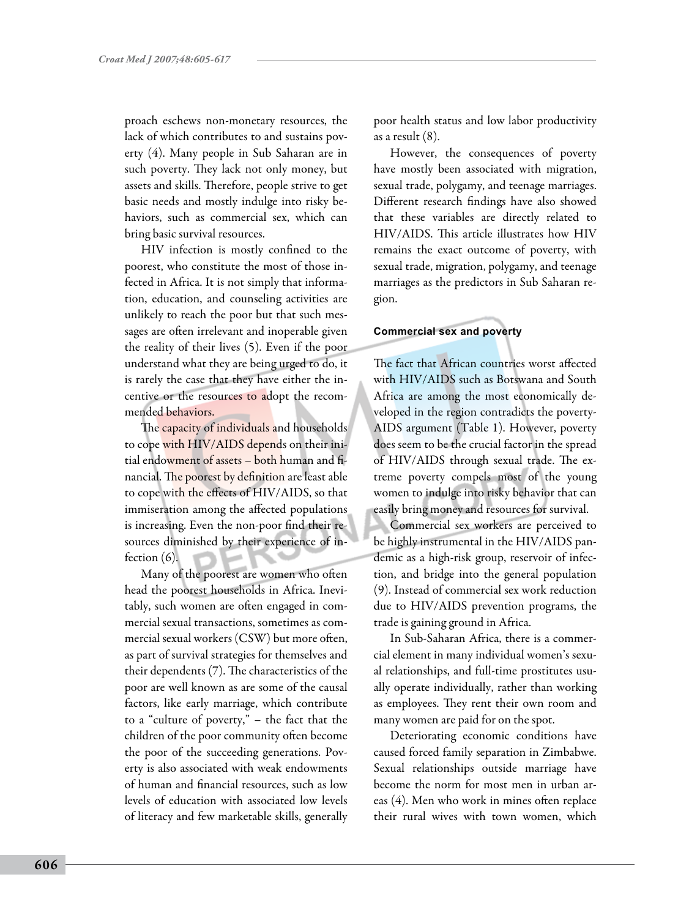proach eschews non-monetary resources, the lack of which contributes to and sustains poverty (4). Many people in Sub Saharan are in such poverty. They lack not only money, but assets and skills. Therefore, people strive to get basic needs and mostly indulge into risky behaviors, such as commercial sex, which can bring basic survival resources.

HIV infection is mostly confined to the poorest, who constitute the most of those infected in Africa. It is not simply that information, education, and counseling activities are unlikely to reach the poor but that such messages are often irrelevant and inoperable given the reality of their lives (5). Even if the poor understand what they are being urged to do, it is rarely the case that they have either the incentive or the resources to adopt the recommended behaviors.

The capacity of individuals and households to cope with HIV/AIDS depends on their initial endowment of assets – both human and financial. The poorest by definition are least able to cope with the effects of HIV/AIDS, so that immiseration among the affected populations is increasing. Even the non-poor find their resources diminished by their experience of infection (6).

Many of the poorest are women who often head the poorest households in Africa. Inevitably, such women are often engaged in commercial sexual transactions, sometimes as commercial sexual workers (CSW) but more often, as part of survival strategies for themselves and their dependents (7). The characteristics of the poor are well known as are some of the causal factors, like early marriage, which contribute to a "culture of poverty," – the fact that the children of the poor community often become the poor of the succeeding generations. Poverty is also associated with weak endowments of human and financial resources, such as low levels of education with associated low levels of literacy and few marketable skills, generally poor health status and low labor productivity as a result (8).

However, the consequences of poverty have mostly been associated with migration, sexual trade, polygamy, and teenage marriages. Different research findings have also showed that these variables are directly related to HIV/AIDS. This article illustrates how HIV remains the exact outcome of poverty, with sexual trade, migration, polygamy, and teenage marriages as the predictors in Sub Saharan region.

## Commercial sex and poverty

The fact that African countries worst affected with HIV/AIDS such as Botswana and South Africa are among the most economically developed in the region contradicts the poverty-AIDS argument (Table 1). However, poverty does seem to be the crucial factor in the spread of HIV/AIDS through sexual trade. The extreme poverty compels most of the young women to indulge into risky behavior that can easily bring money and resources for survival.

Commercial sex workers are perceived to be highly instrumental in the HIV/AIDS pandemic as a high-risk group, reservoir of infection, and bridge into the general population (9). Instead of commercial sex work reduction due to HIV/AIDS prevention programs, the trade is gaining ground in Africa.

In Sub-Saharan Africa, there is a commercial element in many individual women's sexual relationships, and full-time prostitutes usually operate individually, rather than working as employees. They rent their own room and many women are paid for on the spot.

Deteriorating economic conditions have caused forced family separation in Zimbabwe. Sexual relationships outside marriage have become the norm for most men in urban areas (4). Men who work in mines often replace their rural wives with town women, which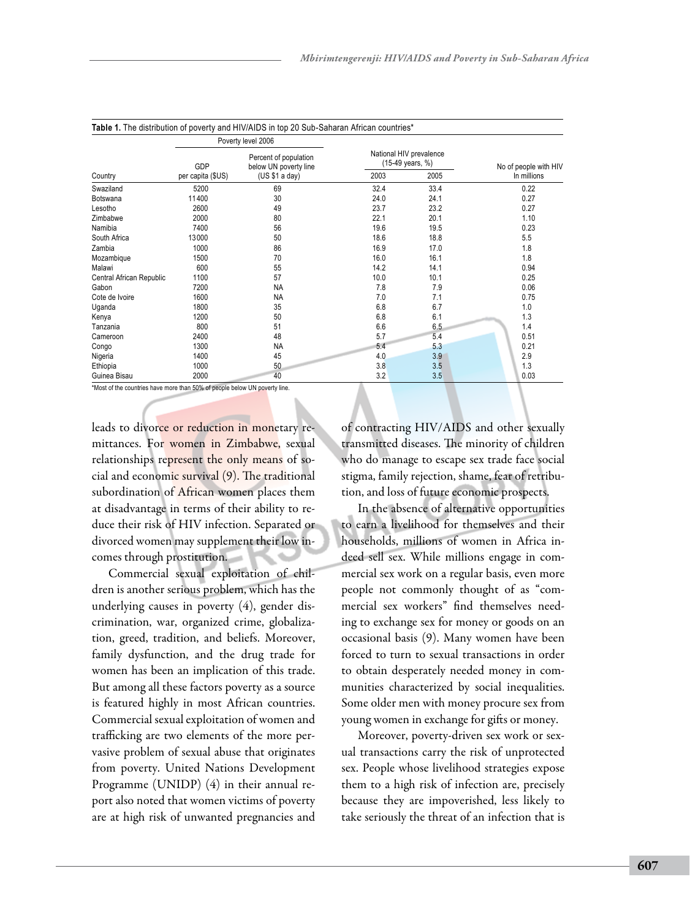**Table 1.** The distribution of poverty and HIV/AIDS in top 20 Sub-Saharan African countries*

| Country | Poverty level 2006 | | National HIV prevalence (15-49 years, %) | | No of people with HIV In millions |
|---|---|---|---|---|---|
| | GDP per capita ($US) | Percent of population below UN poverty line (US $1 a day) | 2003 | 2005 | |
| Swaziland | 5200 | 69 | 32.4 | 33.4 | 0.22 |
| Botswana | 11400 | 30 | 24.0 | 24.1 | 0.27 |
| Lesotho | 2600 | 49 | 23.7 | 23.2 | 0.27 |
| Zimbabwe | 2000 | 80 | 22.1 | 20.1 | 1.10 |
| Namibia | 7400 | 56 | 19.6 | 19.5 | 0.23 |
| South Africa | 13000 | 50 | 18.6 | 18.8 | 5.5 |
| Zambia | 1000 | 86 | 16.9 | 17.0 | 1.8 |
| Mozambique | 1500 | 70 | 16.0 | 16.1 | 1.8 |
| Malawi | 600 | 55 | 14.2 | 14.1 | 0.94 |
| Central African Republic | 1100 | 57 | 10.0 | 10.1 | 0.25 |
| Gabon | 7200 | NA | 7.8 | 7.9 | 0.06 |
| Cote de Ivoire | 1600 | NA | 7.0 | 7.1 | 0.75 |
| Uganda | 1800 | 35 | 6.8 | 6.7 | 1.0 |
| Kenya | 1200 | 50 | 6.8 | 6.1 | 1.3 |
| Tanzania | 800 | 51 | 6.6 | 6.5 | 1.4 |
| Cameroon | 2400 | 48 | 5.7 | 5.4 | 0.51 |
| Congo | 1300 | NA | 5.4 | 5.3 | 0.21 |
| Nigeria | 1400 | 45 | 4.0 | 3.9 | 2.9 |
| Ethiopia | 1000 | 50 | 3.8 | 3.5 | 1.3 |
| Guinea Bisau | 2000 | 40 | 3.2 | 3.5 | 0.03 |

*Most of the countries have more than 50% of people below UN poverty line.

leads to divorce or reduction in monetary remittances. For women in Zimbabwe, sexual relationships represent the only means of social and economic survival (9). The traditional subordination of African women places them at disadvantage in terms of their ability to reduce their risk of HIV infection. Separated or divorced women may supplement their low incomes through prostitution.

Commercial sexual exploitation of children is another serious problem, which has the underlying causes in poverty (4), gender discrimination, war, organized crime, globalization, greed, tradition, and beliefs. Moreover, family dysfunction, and the drug trade for women has been an implication of this trade. But among all these factors poverty as a source is featured highly in most African countries. Commercial sexual exploitation of women and trafficking are two elements of the more pervasive problem of sexual abuse that originates from poverty. United Nations Development Programme (UNIDP) (4) in their annual report also noted that women victims of poverty are at high risk of unwanted pregnancies and of contracting HIV/AIDS and other sexually transmitted diseases. The minority of children who do manage to escape sex trade face social stigma, family rejection, shame, fear of retribution, and loss of future economic prospects.

In the absence of alternative opportunities to earn a livelihood for themselves and their households, millions of women in Africa indeed sell sex. While millions engage in commercial sex work on a regular basis, even more people not commonly thought of as "commercial sex workers" find themselves needing to exchange sex for money or goods on an occasional basis (9). Many women have been forced to turn to sexual transactions in order to obtain desperately needed money in communities characterized by social inequalities. Some older men with money procure sex from young women in exchange for gifts or money.

Moreover, poverty-driven sex work or sexual transactions carry the risk of unprotected sex. People whose livelihood strategies expose them to a high risk of infection are, precisely because they are impoverished, less likely to take seriously the threat of an infection that is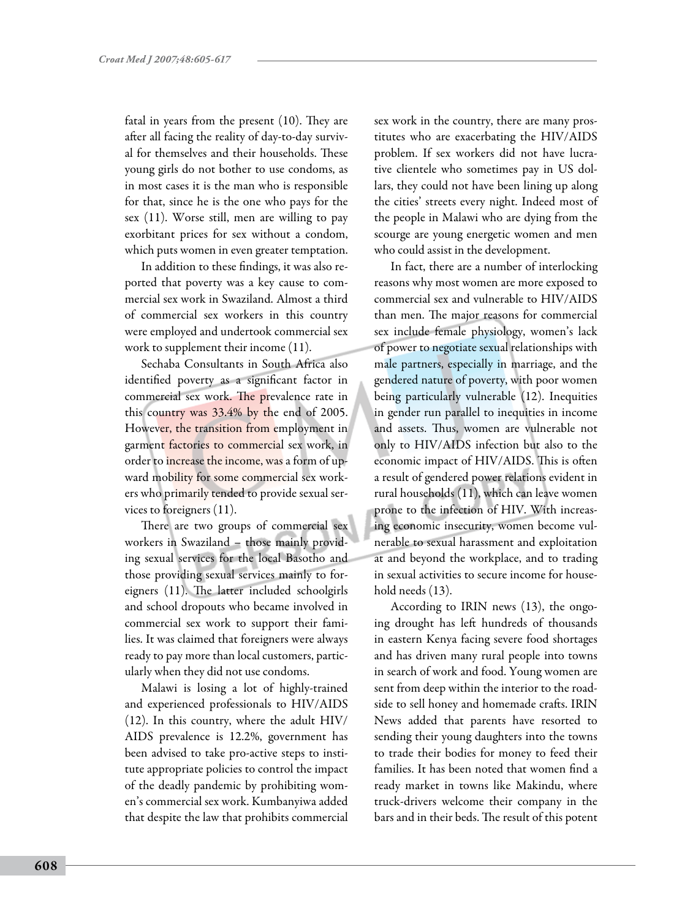fatal in years from the present (10). They are after all facing the reality of day-to-day survival for themselves and their households. These young girls do not bother to use condoms, as in most cases it is the man who is responsible for that, since he is the one who pays for the sex (11). Worse still, men are willing to pay exorbitant prices for sex without a condom, which puts women in even greater temptation.

In addition to these findings, it was also reported that poverty was a key cause to commercial sex work in Swaziland. Almost a third of commercial sex workers in this country were employed and undertook commercial sex work to supplement their income (11).

Sechaba Consultants in South Africa also identified poverty as a significant factor in commercial sex work. The prevalence rate in this country was 33.4% by the end of 2005. However, the transition from employment in garment factories to commercial sex work, in order to increase the income, was a form of upward mobility for some commercial sex workers who primarily tended to provide sexual services to foreigners (11).

There are two groups of commercial sex workers in Swaziland – those mainly providing sexual services for the local Basotho and those providing sexual services mainly to foreigners (11). The latter included schoolgirls and school dropouts who became involved in commercial sex work to support their families. It was claimed that foreigners were always ready to pay more than local customers, particularly when they did not use condoms.

Malawi is losing a lot of highly-trained and experienced professionals to HIV/AIDS (12). In this country, where the adult HIV/AIDS prevalence is 12.2%, government has been advised to take pro-active steps to institute appropriate policies to control the impact of the deadly pandemic by prohibiting women's commercial sex work. Kumbanyiwa added that despite the law that prohibits commercial sex work in the country, there are many prostitutes who are exacerbating the HIV/AIDS problem. If sex workers did not have lucrative clientele who sometimes pay in US dollars, they could not have been lining up along the cities' streets every night. Indeed most of the people in Malawi who are dying from the scourge are young energetic women and men who could assist in the development.

In fact, there are a number of interlocking reasons why most women are more exposed to commercial sex and vulnerable to HIV/AIDS than men. The major reasons for commercial sex include female physiology, women's lack of power to negotiate sexual relationships with male partners, especially in marriage, and the gendered nature of poverty, with poor women being particularly vulnerable (12). Inequities in gender run parallel to inequities in income and assets. Thus, women are vulnerable not only to HIV/AIDS infection but also to the economic impact of HIV/AIDS. This is often a result of gendered power relations evident in rural households (11), which can leave women prone to the infection of HIV. With increasing economic insecurity, women become vulnerable to sexual harassment and exploitation at and beyond the workplace, and to trading in sexual activities to secure income for household needs (13).

According to IRIN news (13), the ongoing drought has left hundreds of thousands in eastern Kenya facing severe food shortages and has driven many rural people into towns in search of work and food. Young women are sent from deep within the interior to the roadside to sell honey and homemade crafts. IRIN News added that parents have resorted to sending their young daughters into the towns to trade their bodies for money to feed their families. It has been noted that women find a ready market in towns like Makindu, where truck-drivers welcome their company in the bars and in their beds. The result of this potent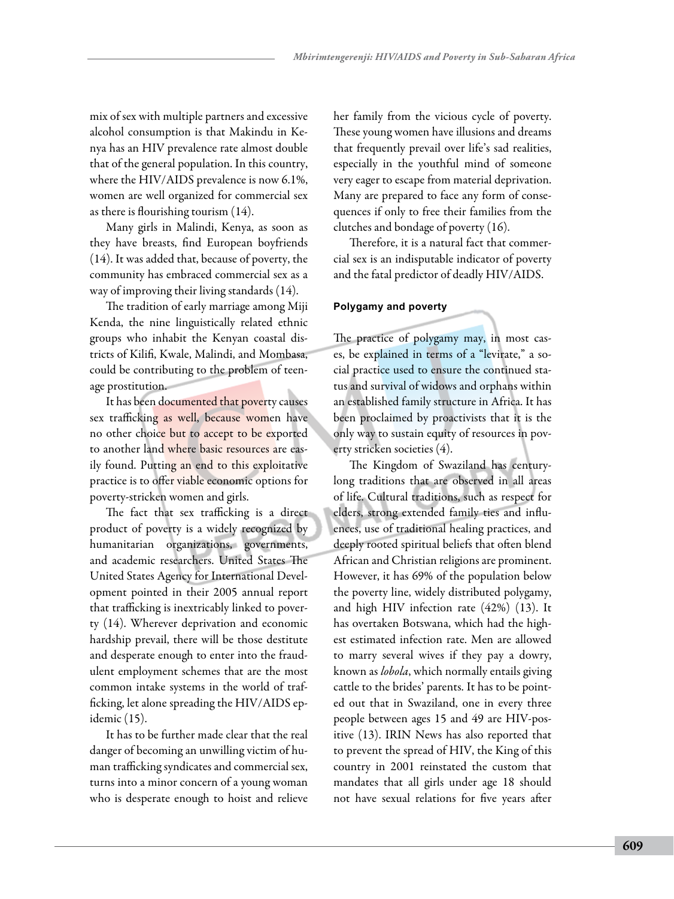mix of sex with multiple partners and excessive alcohol consumption is that Makindu in Kenya has an HIV prevalence rate almost double that of the general population. In this country, where the HIV/AIDS prevalence is now 6.1%, women are well organized for commercial sex as there is flourishing tourism (14).

Many girls in Malindi, Kenya, as soon as they have breasts, find European boyfriends (14). It was added that, because of poverty, the community has embraced commercial sex as a way of improving their living standards (14).

The tradition of early marriage among Miji Kenda, the nine linguistically related ethnic groups who inhabit the Kenyan coastal districts of Kilifi, Kwale, Malindi, and Mombasa, could be contributing to the problem of teenage prostitution.

It has been documented that poverty causes sex trafficking as well, because women have no other choice but to accept to be exported to another land where basic resources are easily found. Putting an end to this exploitative practice is to offer viable economic options for poverty-stricken women and girls.

The fact that sex trafficking is a direct product of poverty is a widely recognized by humanitarian organizations, governments, and academic researchers. United States The United States Agency for International Development pointed in their 2005 annual report that trafficking is inextricably linked to poverty (14). Wherever deprivation and economic hardship prevail, there will be those destitute and desperate enough to enter into the fraudulent employment schemes that are the most common intake systems in the world of trafficking, let alone spreading the HIV/AIDS epidemic (15).

It has to be further made clear that the real danger of becoming an unwilling victim of human trafficking syndicates and commercial sex, turns into a minor concern of a young woman who is desperate enough to hoist and relieve her family from the vicious cycle of poverty. These young women have illusions and dreams that frequently prevail over life's sad realities, especially in the youthful mind of someone very eager to escape from material deprivation. Many are prepared to face any form of consequences if only to free their families from the clutches and bondage of poverty (16).

Therefore, it is a natural fact that commercial sex is an indisputable indicator of poverty and the fatal predictor of deadly HIV/AIDS.

#### Polygamy and poverty

The practice of polygamy may, in most cases, be explained in terms of a "levirate," a social practice used to ensure the continued status and survival of widows and orphans within an established family structure in Africa. It has been proclaimed by proactivists that it is the only way to sustain equity of resources in poverty stricken societies (4).

The Kingdom of Swaziland has century-long traditions that are observed in all areas of life. Cultural traditions, such as respect for elders, strong extended family ties and influences, use of traditional healing practices, and deeply rooted spiritual beliefs that often blend African and Christian religions are prominent. However, it has 69% of the population below the poverty line, widely distributed polygamy, and high HIV infection rate (42%) (13). It has overtaken Botswana, which had the highest estimated infection rate. Men are allowed to marry several wives if they pay a dowry, known as *lobola*, which normally entails giving cattle to the brides' parents. It has to be pointed out that in Swaziland, one in every three people between ages 15 and 49 are HIV-positive (13). IRIN News has also reported that to prevent the spread of HIV, the King of this country in 2001 reinstated the custom that mandates that all girls under age 18 should not have sexual relations for five years after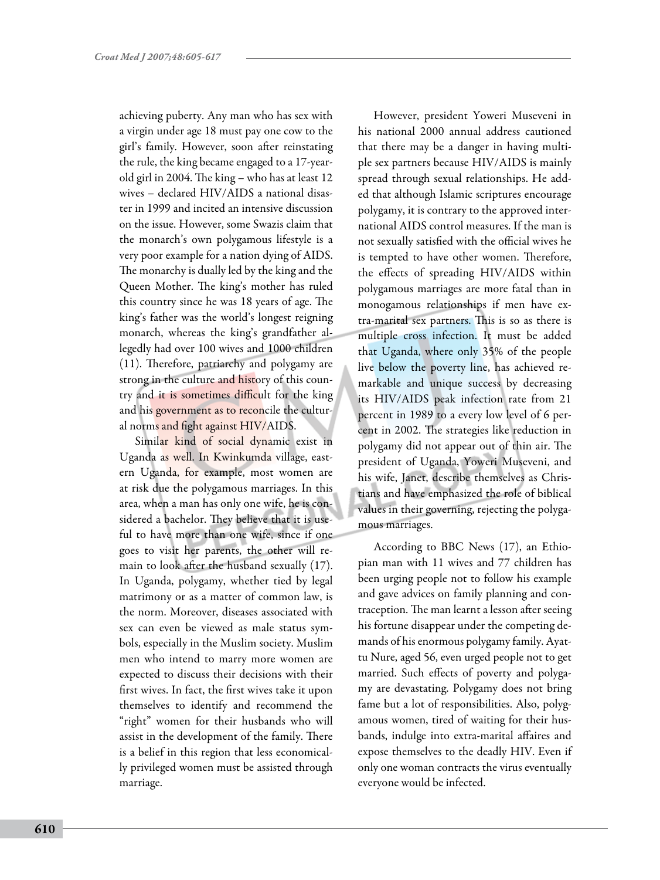achieving puberty. Any man who has sex with a virgin under age 18 must pay one cow to the girl's family. However, soon after reinstating the rule, the king became engaged to a 17-year-old girl in 2004. The king – who has at least 12 wives – declared HIV/AIDS a national disaster in 1999 and incited an intensive discussion on the issue. However, some Swazis claim that the monarch's own polygamous lifestyle is a very poor example for a nation dying of AIDS. The monarchy is dually led by the king and the Queen Mother. The king's mother has ruled this country since he was 18 years of age. The king's father was the world's longest reigning monarch, whereas the king's grandfather allegedly had over 100 wives and 1000 children (11). Therefore, patriarchy and polygamy are strong in the culture and history of this country and it is sometimes difficult for the king and his government as to reconcile the cultural norms and fight against HIV/AIDS.

Similar kind of social dynamic exist in Uganda as well. In Kwinkumda village, eastern Uganda, for example, most women are at risk due the polygamous marriages. In this area, when a man has only one wife, he is considered a bachelor. They believe that it is useful to have more than one wife, since if one goes to visit her parents, the other will remain to look after the husband sexually (17). In Uganda, polygamy, whether tied by legal matrimony or as a matter of common law, is the norm. Moreover, diseases associated with sex can even be viewed as male status symbols, especially in the Muslim society. Muslim men who intend to marry more women are expected to discuss their decisions with their first wives. In fact, the first wives take it upon themselves to identify and recommend the "right" women for their husbands who will assist in the development of the family. There is a belief in this region that less economically privileged women must be assisted through marriage.

However, president Yoweri Museveni in his national 2000 annual address cautioned that there may be a danger in having multiple sex partners because HIV/AIDS is mainly spread through sexual relationships. He added that although Islamic scriptures encourage polygamy, it is contrary to the approved international AIDS control measures. If the man is not sexually satisfied with the official wives he is tempted to have other women. Therefore, the effects of spreading HIV/AIDS within polygamous marriages are more fatal than in monogamous relationships if men have extra-marital sex partners. This is so as there is multiple cross infection. It must be added that Uganda, where only 35% of the people live below the poverty line, has achieved remarkable and unique success by decreasing its HIV/AIDS peak infection rate from 21 percent in 1989 to a every low level of 6 percent in 2002. The strategies like reduction in polygamy did not appear out of thin air. The president of Uganda, Yoweri Museveni, and his wife, Janet, describe themselves as Christians and have emphasized the role of biblical values in their governing, rejecting the polygamous marriages.

According to BBC News (17), an Ethiopian man with 11 wives and 77 children has been urging people not to follow his example and gave advices on family planning and contraception. The man learnt a lesson after seeing his fortune disappear under the competing demands of his enormous polygamy family. Ayattu Nure, aged 56, even urged people not to get married. Such effects of poverty and polygamy are devastating. Polygamy does not bring fame but a lot of responsibilities. Also, polygamous women, tired of waiting for their husbands, indulge into extra-marital affaires and expose themselves to the deadly HIV. Even if only one woman contracts the virus eventually everyone would be infected.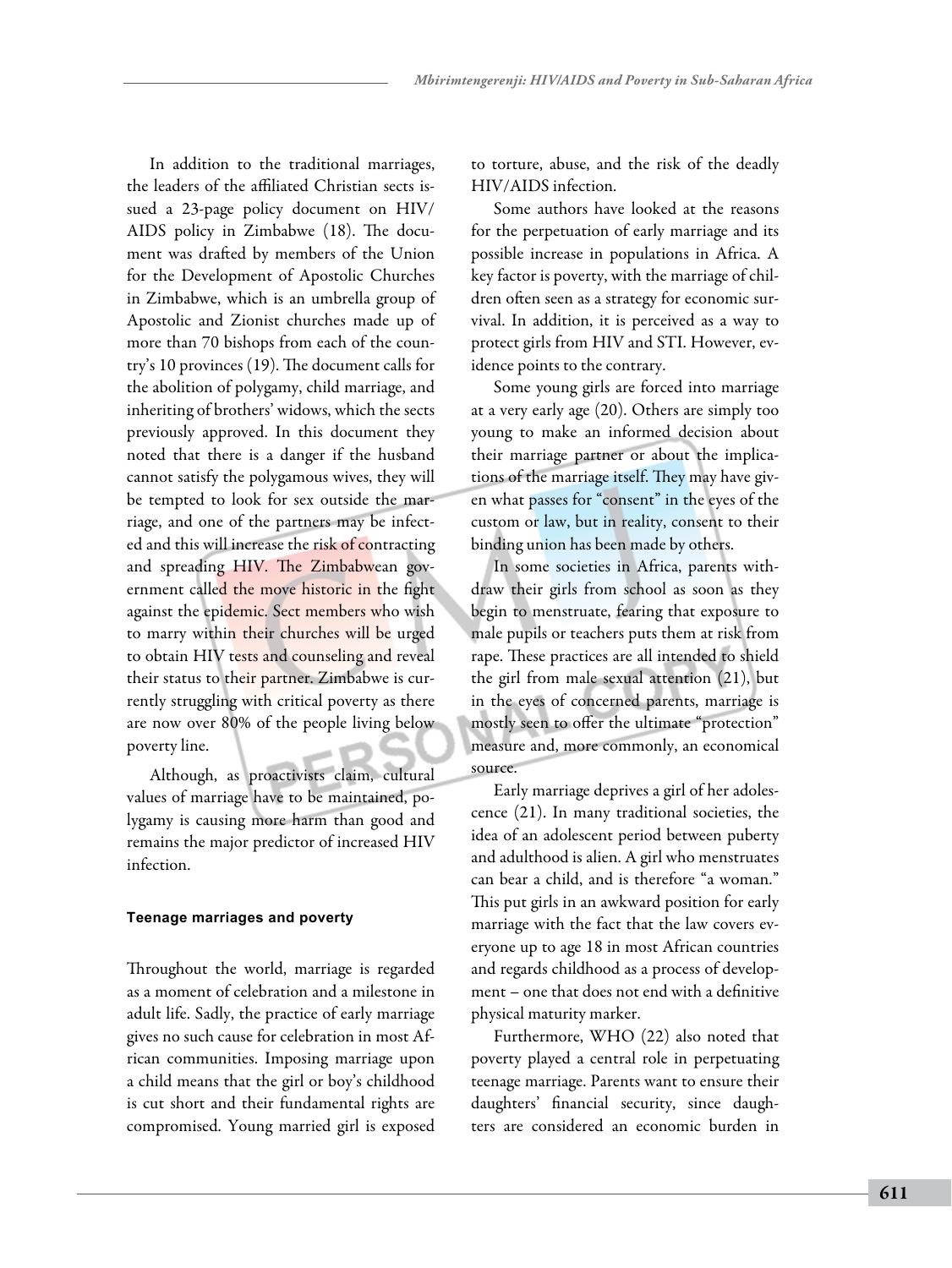In addition to the traditional marriages, the leaders of the affiliated Christian sects issued a 23-page policy document on HIV/AIDS policy in Zimbabwe (18). The document was drafted by members of the Union for the Development of Apostolic Churches in Zimbabwe, which is an umbrella group of Apostolic and Zionist churches made up of more than 70 bishops from each of the country's 10 provinces (19). The document calls for the abolition of polygamy, child marriage, and inheriting of brothers' widows, which the sects previously approved. In this document they noted that there is a danger if the husband cannot satisfy the polygamous wives, they will be tempted to look for sex outside the marriage, and one of the partners may be infected and this will increase the risk of contracting and spreading HIV. The Zimbabwean government called the move historic in the fight against the epidemic. Sect members who wish to marry within their churches will be urged to obtain HIV tests and counseling and reveal their status to their partner. Zimbabwe is currently struggling with critical poverty as there are now over 80% of the people living below poverty line.

Although, as proactivists claim, cultural values of marriage have to be maintained, polygamy is causing more harm than good and remains the major predictor of increased HIV infection.

### Teenage marriages and poverty

Throughout the world, marriage is regarded as a moment of celebration and a milestone in adult life. Sadly, the practice of early marriage gives no such cause for celebration in most African communities. Imposing marriage upon a child means that the girl or boy's childhood is cut short and their fundamental rights are compromised. Young married girl is exposed to torture, abuse, and the risk of the deadly HIV/AIDS infection.

Some authors have looked at the reasons for the perpetuation of early marriage and its possible increase in populations in Africa. A key factor is poverty, with the marriage of children often seen as a strategy for economic survival. In addition, it is perceived as a way to protect girls from HIV and STI. However, evidence points to the contrary.

Some young girls are forced into marriage at a very early age (20). Others are simply too young to make an informed decision about their marriage partner or about the implications of the marriage itself. They may have given what passes for "consent" in the eyes of the custom or law, but in reality, consent to their binding union has been made by others.

In some societies in Africa, parents withdraw their girls from school as soon as they begin to menstruate, fearing that exposure to male pupils or teachers puts them at risk from rape. These practices are all intended to shield the girl from male sexual attention (21), but in the eyes of concerned parents, marriage is mostly seen to offer the ultimate "protection" measure and, more commonly, an economical source.

Early marriage deprives a girl of her adolescence (21). In many traditional societies, the idea of an adolescent period between puberty and adulthood is alien. A girl who menstruates can bear a child, and is therefore "a woman." This put girls in an awkward position for early marriage with the fact that the law covers everyone up to age 18 in most African countries and regards childhood as a process of development – one that does not end with a definitive physical maturity marker.

Furthermore, WHO (22) also noted that poverty played a central role in perpetuating teenage marriage. Parents want to ensure their daughters' financial security, since daughters are considered an economic burden in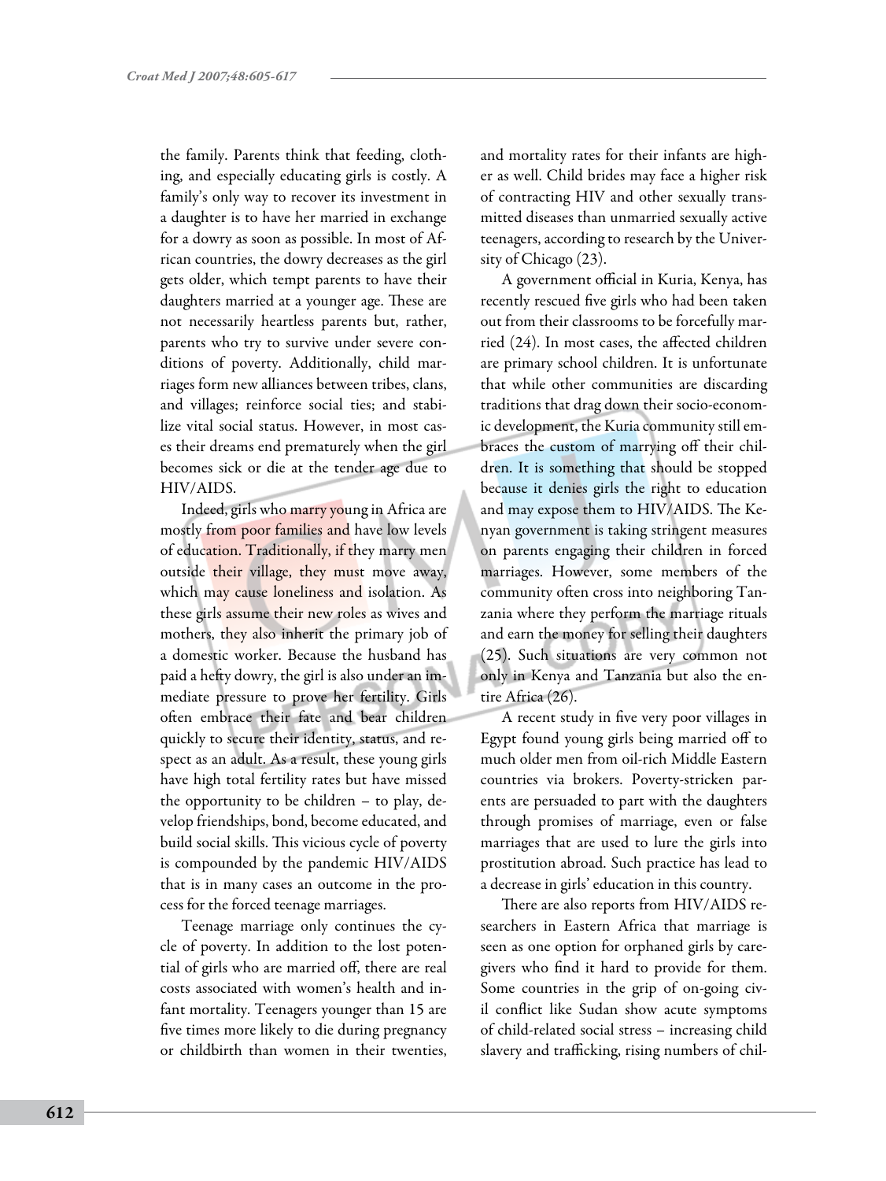the family. Parents think that feeding, clothing, and especially educating girls is costly. A family's only way to recover its investment in a daughter is to have her married in exchange for a dowry as soon as possible. In most of African countries, the dowry decreases as the girl gets older, which tempt parents to have their daughters married at a younger age. These are not necessarily heartless parents but, rather, parents who try to survive under severe conditions of poverty. Additionally, child marriages form new alliances between tribes, clans, and villages; reinforce social ties; and stabilize vital social status. However, in most cases their dreams end prematurely when the girl becomes sick or die at the tender age due to HIV/AIDS.

Indeed, girls who marry young in Africa are mostly from poor families and have low levels of education. Traditionally, if they marry men outside their village, they must move away, which may cause loneliness and isolation. As these girls assume their new roles as wives and mothers, they also inherit the primary job of a domestic worker. Because the husband has paid a hefty dowry, the girl is also under an immediate pressure to prove her fertility. Girls often embrace their fate and bear children quickly to secure their identity, status, and respect as an adult. As a result, these young girls have high total fertility rates but have missed the opportunity to be children – to play, develop friendships, bond, become educated, and build social skills. This vicious cycle of poverty is compounded by the pandemic HIV/AIDS that is in many cases an outcome in the process for the forced teenage marriages.

Teenage marriage only continues the cycle of poverty. In addition to the lost potential of girls who are married off, there are real costs associated with women's health and infant mortality. Teenagers younger than 15 are five times more likely to die during pregnancy or childbirth than women in their twenties, and mortality rates for their infants are higher as well. Child brides may face a higher risk of contracting HIV and other sexually transmitted diseases than unmarried sexually active teenagers, according to research by the University of Chicago (23).

A government official in Kuria, Kenya, has recently rescued five girls who had been taken out from their classrooms to be forcefully married (24). In most cases, the affected children are primary school children. It is unfortunate that while other communities are discarding traditions that drag down their socio-economic development, the Kuria community still embraces the custom of marrying off their children. It is something that should be stopped because it denies girls the right to education and may expose them to HIV/AIDS. The Kenyan government is taking stringent measures on parents engaging their children in forced marriages. However, some members of the community often cross into neighboring Tanzania where they perform the marriage rituals and earn the money for selling their daughters (25). Such situations are very common not only in Kenya and Tanzania but also the entire Africa (26).

A recent study in five very poor villages in Egypt found young girls being married off to much older men from oil-rich Middle Eastern countries via brokers. Poverty-stricken parents are persuaded to part with the daughters through promises of marriage, even or false marriages that are used to lure the girls into prostitution abroad. Such practice has lead to a decrease in girls' education in this country.

There are also reports from HIV/AIDS researchers in Eastern Africa that marriage is seen as one option for orphaned girls by caregivers who find it hard to provide for them. Some countries in the grip of on-going civil conflict like Sudan show acute symptoms of child-related social stress – increasing child slavery and trafficking, rising numbers of chil-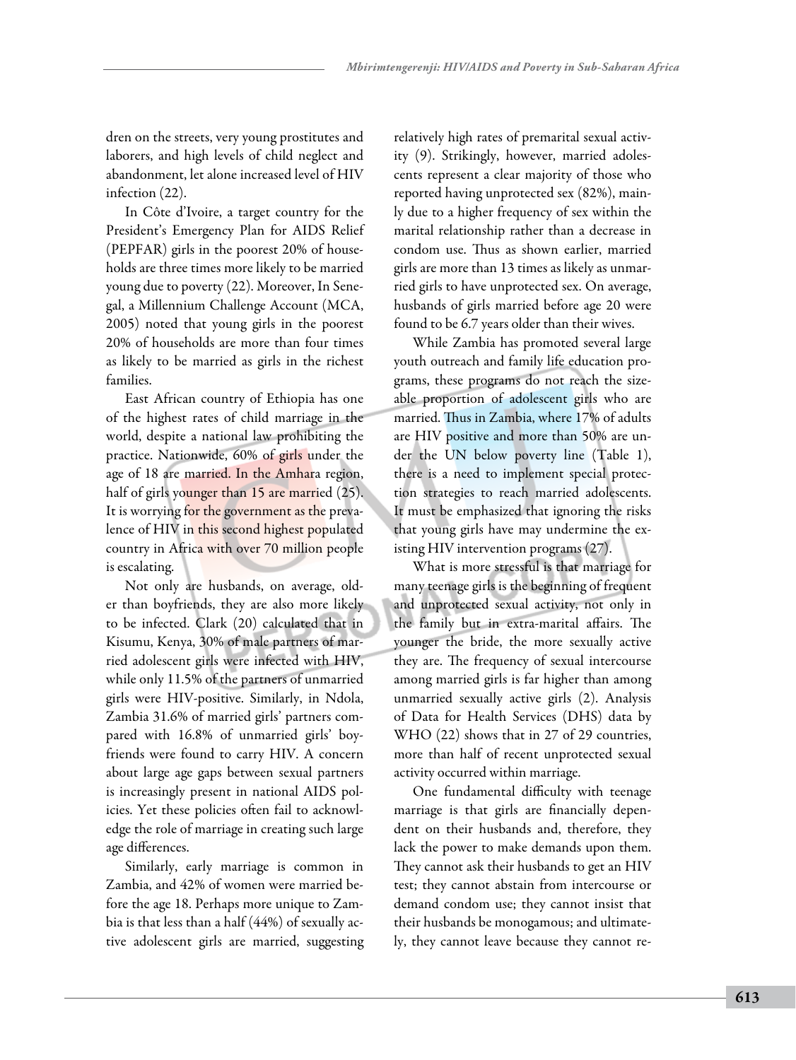dren on the streets, very young prostitutes and laborers, and high levels of child neglect and abandonment, let alone increased level of HIV infection (22).

In Côte d'Ivoire, a target country for the President's Emergency Plan for AIDS Relief (PEPFAR) girls in the poorest 20% of households are three times more likely to be married young due to poverty (22). Moreover, In Senegal, a Millennium Challenge Account (MCA, 2005) noted that young girls in the poorest 20% of households are more than four times as likely to be married as girls in the richest families.

East African country of Ethiopia has one of the highest rates of child marriage in the world, despite a national law prohibiting the practice. Nationwide, 60% of girls under the age of 18 are married. In the Amhara region, half of girls younger than 15 are married (25). It is worrying for the government as the prevalence of HIV in this second highest populated country in Africa with over 70 million people is escalating.

Not only are husbands, on average, older than boyfriends, they are also more likely to be infected. Clark (20) calculated that in Kisumu, Kenya, 30% of male partners of married adolescent girls were infected with HIV, while only 11.5% of the partners of unmarried girls were HIV-positive. Similarly, in Ndola, Zambia 31.6% of married girls' partners compared with 16.8% of unmarried girls' boyfriends were found to carry HIV. A concern about large age gaps between sexual partners is increasingly present in national AIDS policies. Yet these policies often fail to acknowledge the role of marriage in creating such large age differences.

Similarly, early marriage is common in Zambia, and 42% of women were married before the age 18. Perhaps more unique to Zambia is that less than a half (44%) of sexually active adolescent girls are married, suggesting relatively high rates of premarital sexual activity (9). Strikingly, however, married adolescents represent a clear majority of those who reported having unprotected sex (82%), mainly due to a higher frequency of sex within the marital relationship rather than a decrease in condom use. Thus as shown earlier, married girls are more than 13 times as likely as unmarried girls to have unprotected sex. On average, husbands of girls married before age 20 were found to be 6.7 years older than their wives.

While Zambia has promoted several large youth outreach and family life education programs, these programs do not reach the sizeable proportion of adolescent girls who are married. Thus in Zambia, where 17% of adults are HIV positive and more than 50% are under the UN below poverty line (Table 1), there is a need to implement special protection strategies to reach married adolescents. It must be emphasized that ignoring the risks that young girls have may undermine the existing HIV intervention programs (27).

What is more stressful is that marriage for many teenage girls is the beginning of frequent and unprotected sexual activity, not only in the family but in extra-marital affairs. The younger the bride, the more sexually active they are. The frequency of sexual intercourse among married girls is far higher than among unmarried sexually active girls (2). Analysis of Data for Health Services (DHS) data by WHO (22) shows that in 27 of 29 countries, more than half of recent unprotected sexual activity occurred within marriage.

One fundamental difficulty with teenage marriage is that girls are financially dependent on their husbands and, therefore, they lack the power to make demands upon them. They cannot ask their husbands to get an HIV test; they cannot abstain from intercourse or demand condom use; they cannot insist that their husbands be monogamous; and ultimately, they cannot leave because they cannot re-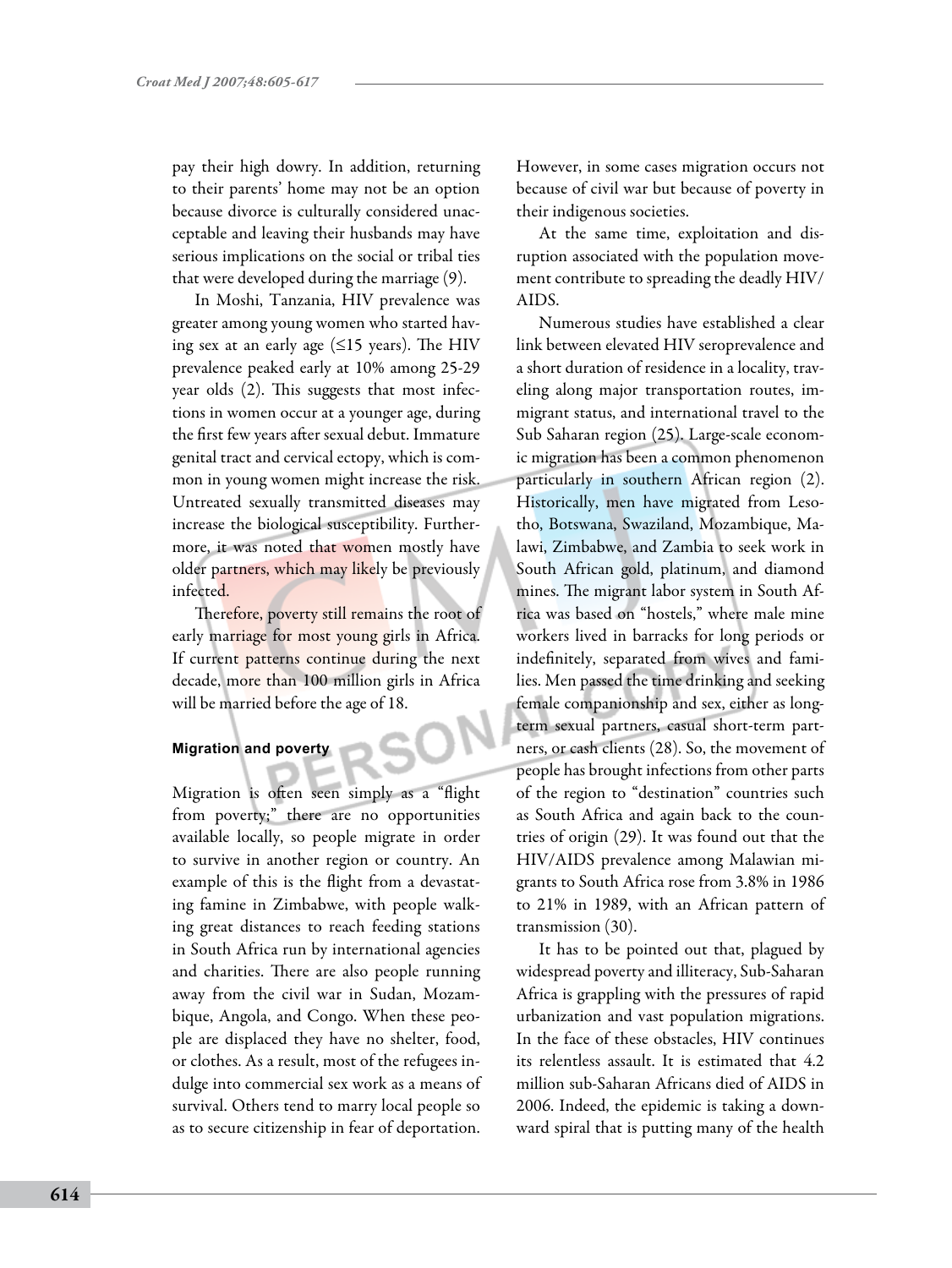pay their high dowry. In addition, returning to their parents' home may not be an option because divorce is culturally considered unacceptable and leaving their husbands may have serious implications on the social or tribal ties that were developed during the marriage (9).

In Moshi, Tanzania, HIV prevalence was greater among young women who started having sex at an early age (≤15 years). The HIV prevalence peaked early at 10% among 25-29 year olds (2). This suggests that most infections in women occur at a younger age, during the first few years after sexual debut. Immature genital tract and cervical ectopy, which is common in young women might increase the risk. Untreated sexually transmitted diseases may increase the biological susceptibility. Furthermore, it was noted that women mostly have older partners, which may likely be previously infected.

Therefore, poverty still remains the root of early marriage for most young girls in Africa. If current patterns continue during the next decade, more than 100 million girls in Africa will be married before the age of 18.

#### Migration and poverty

Migration is often seen simply as a "flight from poverty;" there are no opportunities available locally, so people migrate in order to survive in another region or country. An example of this is the flight from a devastating famine in Zimbabwe, with people walking great distances to reach feeding stations in South Africa run by international agencies and charities. There are also people running away from the civil war in Sudan, Mozambique, Angola, and Congo. When these people are displaced they have no shelter, food, or clothes. As a result, most of the refugees indulge into commercial sex work as a means of survival. Others tend to marry local people so as to secure citizenship in fear of deportation. However, in some cases migration occurs not because of civil war but because of poverty in their indigenous societies.

At the same time, exploitation and disruption associated with the population movement contribute to spreading the deadly HIV/AIDS.

Numerous studies have established a clear link between elevated HIV seroprevalence and a short duration of residence in a locality, traveling along major transportation routes, immigrant status, and international travel to the Sub Saharan region (25). Large-scale economic migration has been a common phenomenon particularly in southern African region (2). Historically, men have migrated from Lesotho, Botswana, Swaziland, Mozambique, Malawi, Zimbabwe, and Zambia to seek work in South African gold, platinum, and diamond mines. The migrant labor system in South Africa was based on "hostels," where male mine workers lived in barracks for long periods or indefinitely, separated from wives and families. Men passed the time drinking and seeking female companionship and sex, either as long-term sexual partners, casual short-term partners, or cash clients (28). So, the movement of people has brought infections from other parts of the region to "destination" countries such as South Africa and again back to the countries of origin (29). It was found out that the HIV/AIDS prevalence among Malawian migrants to South Africa rose from 3.8% in 1986 to 21% in 1989, with an African pattern of transmission (30).

It has to be pointed out that, plagued by widespread poverty and illiteracy, Sub-Saharan Africa is grappling with the pressures of rapid urbanization and vast population migrations. In the face of these obstacles, HIV continues its relentless assault. It is estimated that 4.2 million sub-Saharan Africans died of AIDS in 2006. Indeed, the epidemic is taking a downward spiral that is putting many of the health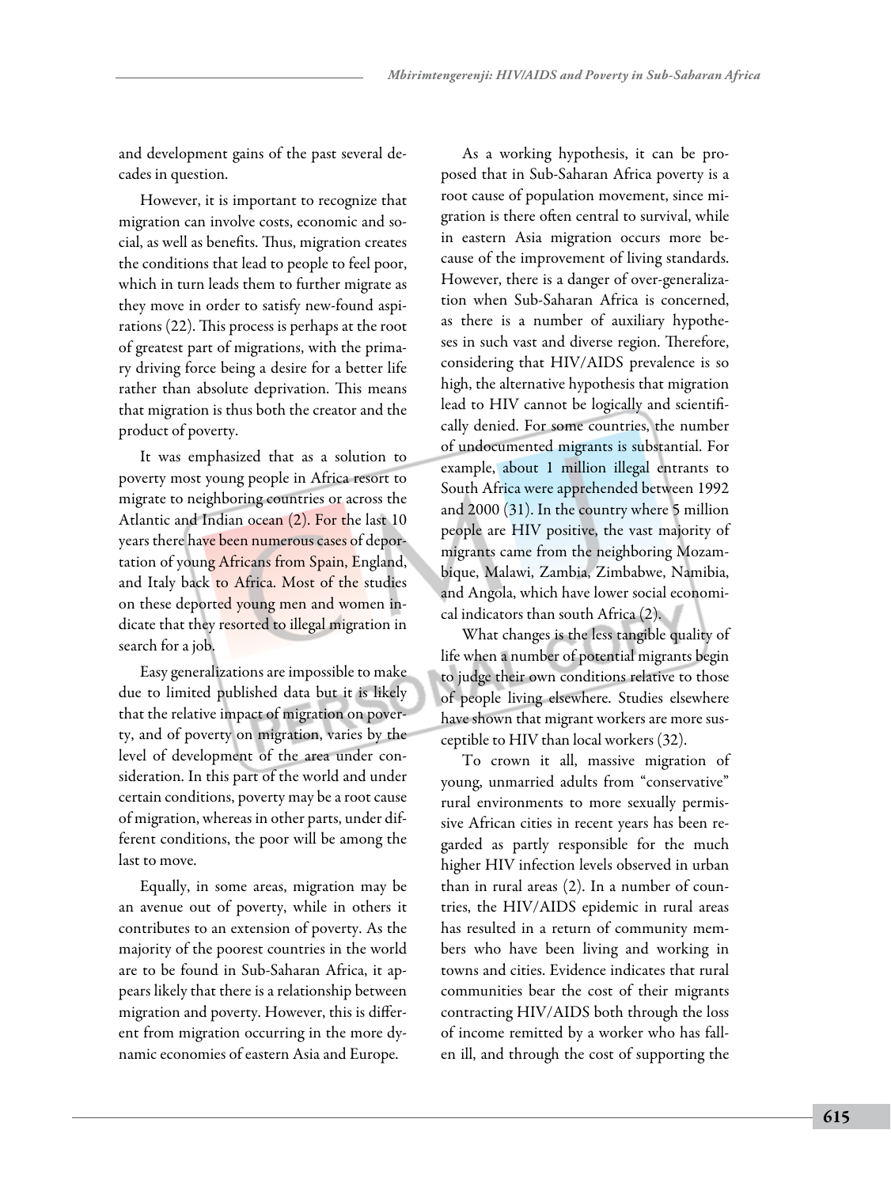and development gains of the past several decades in question.

However, it is important to recognize that migration can involve costs, economic and social, as well as benefits. Thus, migration creates the conditions that lead to people to feel poor, which in turn leads them to further migrate as they move in order to satisfy new-found aspirations (22). This process is perhaps at the root of greatest part of migrations, with the primary driving force being a desire for a better life rather than absolute deprivation. This means that migration is thus both the creator and the product of poverty.

It was emphasized that as a solution to poverty most young people in Africa resort to migrate to neighboring countries or across the Atlantic and Indian ocean (2). For the last 10 years there have been numerous cases of deportation of young Africans from Spain, England, and Italy back to Africa. Most of the studies on these deported young men and women indicate that they resorted to illegal migration in search for a job.

Easy generalizations are impossible to make due to limited published data but it is likely that the relative impact of migration on poverty, and of poverty on migration, varies by the level of development of the area under consideration. In this part of the world and under certain conditions, poverty may be a root cause of migration, whereas in other parts, under different conditions, the poor will be among the last to move.

Equally, in some areas, migration may be an avenue out of poverty, while in others it contributes to an extension of poverty. As the majority of the poorest countries in the world are to be found in Sub-Saharan Africa, it appears likely that there is a relationship between migration and poverty. However, this is different from migration occurring in the more dynamic economies of eastern Asia and Europe.

As a working hypothesis, it can be proposed that in Sub-Saharan Africa poverty is a root cause of population movement, since migration is there often central to survival, while in eastern Asia migration occurs more because of the improvement of living standards. However, there is a danger of over-generalization when Sub-Saharan Africa is concerned, as there is a number of auxiliary hypotheses in such vast and diverse region. Therefore, considering that HIV/AIDS prevalence is so high, the alternative hypothesis that migration lead to HIV cannot be logically and scientifically denied. For some countries, the number of undocumented migrants is substantial. For example, about 1 million illegal entrants to South Africa were apprehended between 1992 and 2000 (31). In the country where 5 million people are HIV positive, the vast majority of migrants came from the neighboring Mozambique, Malawi, Zambia, Zimbabwe, Namibia, and Angola, which have lower social economical indicators than south Africa (2).

What changes is the less tangible quality of life when a number of potential migrants begin to judge their own conditions relative to those of people living elsewhere. Studies elsewhere have shown that migrant workers are more susceptible to HIV than local workers (32).

To crown it all, massive migration of young, unmarried adults from "conservative" rural environments to more sexually permissive African cities in recent years has been regarded as partly responsible for the much higher HIV infection levels observed in urban than in rural areas (2). In a number of countries, the HIV/AIDS epidemic in rural areas has resulted in a return of community members who have been living and working in towns and cities. Evidence indicates that rural communities bear the cost of their migrants contracting HIV/AIDS both through the loss of income remitted by a worker who has fallen ill, and through the cost of supporting the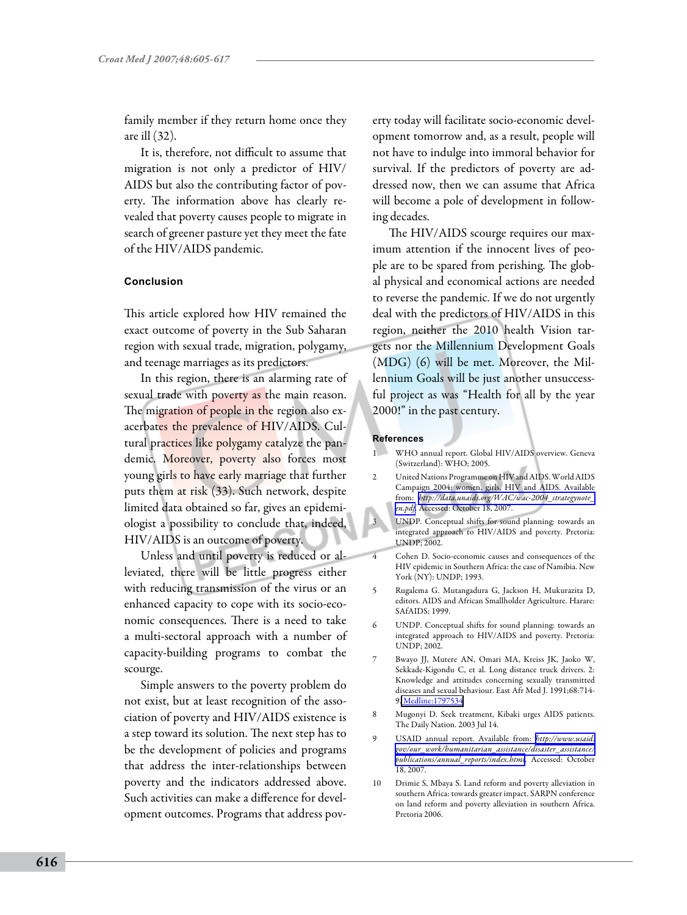family member if they return home once they are ill (32).

It is, therefore, not difficult to assume that migration is not only a predictor of HIV/AIDS but also the contributing factor of poverty. The information above has clearly revealed that poverty causes people to migrate in search of greener pasture yet they meet the fate of the HIV/AIDS pandemic.

## Conclusion

This article explored how HIV remained the exact outcome of poverty in the Sub Saharan region with sexual trade, migration, polygamy, and teenage marriages as its predictors.

In this region, there is an alarming rate of sexual trade with poverty as the main reason. The migration of people in the region also exacerbates the prevalence of HIV/AIDS. Cultural practices like polygamy catalyze the pandemic. Moreover, poverty also forces most young girls to have early marriage that further puts them at risk (33). Such network, despite limited data obtained so far, gives an epidemiologist a possibility to conclude that, indeed, HIV/AIDS is an outcome of poverty.

Unless and until poverty is reduced or alleviated, there will be little progress either with reducing transmission of the virus or an enhanced capacity to cope with its socio-economic consequences. There is a need to take a multi-sectoral approach with a number of capacity-building programs to combat the scourge.

Simple answers to the poverty problem do not exist, but at least recognition of the association of poverty and HIV/AIDS existence is a step toward its solution. The next step has to be the development of policies and programs that address the inter-relationships between poverty and the indicators addressed above. Such activities can make a difference for development outcomes. Programs that address poverty today will facilitate socio-economic development tomorrow and, as a result, people will not have to indulge into immoral behavior for survival. If the predictors of poverty are addressed now, then we can assume that Africa will become a pole of development in following decades.

The HIV/AIDS scourge requires our maximum attention if the innocent lives of people are to be spared from perishing. The global physical and economical actions are needed to reverse the pandemic. If we do not urgently deal with the predictors of HIV/AIDS in this region, neither the 2010 health Vision targets nor the Millennium Development Goals (MDG) (6) will be met. Moreover, the Millennium Goals will be just another unsuccessful project as was "Health for all by the year 2000!" in the past century.

### References

1. WHO annual report. Global HIV/AIDS overview. Geneva (Switzerland): WHO; 2005.
2. United Nations Programme on HIV and AIDS. World AIDS Campaign 2004: women, girls, HIV and AIDS. Available from: *http://data.unaids.org/WAC/wac-2004_strategynote_en.pdf*. Accessed: October 18, 2007.
3. UNDP. Conceptual shifts for sound planning: towards an integrated approach to HIV/AIDS and poverty. Pretoria: UNDP; 2002.
4. Cohen D. Socio-economic causes and consequences of the HIV epidemic in Southern Africa: the case of Namibia. New York (NY): UNDP; 1993.
5. Rugalema G. Mutangadura G, Jackson H, Mukurazita D, editors. AIDS and African Smallholder Agriculture. Harare: SAfAIDS; 1999.
6. UNDP. Conceptual shifts for sound planning: towards an integrated approach to HIV/AIDS and poverty. Pretoria: UNDP; 2002.
7. Bwayo JJ, Mutere AN, Omari MA, Kreiss JK, Jaoko W, Sekkade-Kigondu C, et al. Long distance truck drivers. 2: Knowledge and attitudes concerning sexually transmitted diseases and sexual behaviour. East Afr Med J. 1991;68:714-9. Medline:1797534
8. Mugonyi D. Seek treatment, Kibaki urges AIDS patients. The Daily Nation. 2003 Jul 14.
9. USAID annual report. Available from: *http://www.usaid.gov/our_work/humanitarian_assistance/disaster_assistance/publications/annual_reports/index.html*. Accessed: October 18, 2007.
10. Drimie S, Mbaya S. Land reform and poverty alleviation in southern Africa: towards greater impact. SARPN conference on land reform and poverty alleviation in southern Africa. Pretoria 2006.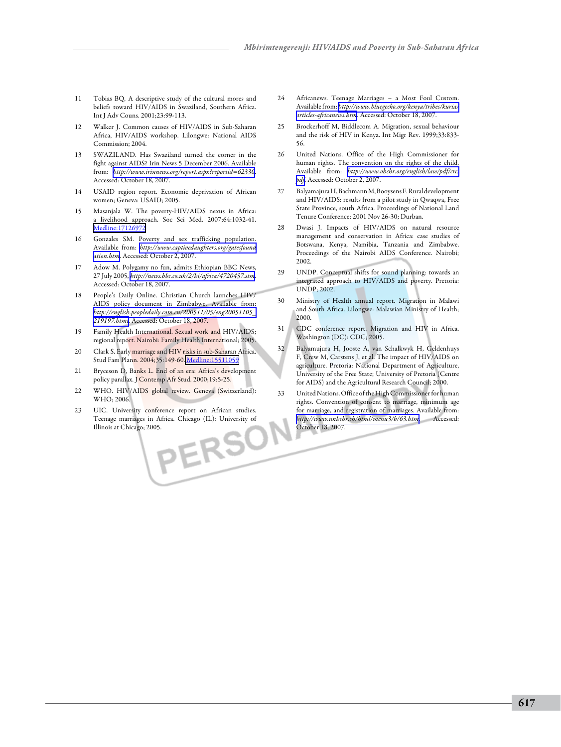11. Tobias BQ. A descriptive study of the cultural mores and beliefs toward HIV/AIDS in Swaziland, Southern Africa. Int J Adv Couns. 2001;23:99-113.
12. Walker J. Common causes of HIV/AIDS in Sub-Saharan Africa, HIV/AIDS workshop. Lilongwe: National AIDS Commission; 2004.
13. SWAZILAND. Has Swaziland turned the corner in the fight against AIDS? Irin News 5 December 2006. Available from: *http://www.irinnews.org/report.aspx?reportid=62330*. Accessed: October 18, 2007.
14. USAID region report. Economic deprivation of African women; Geneva: USAID; 2005.
15. Masanjala W. The poverty-HIV/AIDS nexus in Africa: a livelihood approach. Soc Sci Med. 2007;64:1032-41. Medline:17126972
16. Gonzales SM. Poverty and sex trafficking population. Available from: *http://www.captivedaughters.org/gatesfoundation.htm*. Accessed: October 2, 2007.
17. Adow M. Polygamy no fun, admits Ethiopian BBC News, 27 July 2005. *http://news.bbc.co.uk/2/hi/africa/4720457.stm*. Accessed: October 18, 2007.
18. People's Daily Online. Christian Church launches HIV/AIDS policy document in Zimbabwe. Available from: *http://english.peopledaily.com.cn/200511/05/eng20051105_219197.html*. Accessed: October 18, 2007.
19. Family Health International. Sexual work and HIV/AIDS; regional report. Nairobi: Family Health International; 2005.
20. Clark S. Early marriage and HIV risks in sub-Saharan Africa. Stud Fam Plann. 2004;35:149-60. Medline:15511059
21. Bryceson D, Banks L. End of an era: Africa's development policy parallax. J Contemp Afr Stud. 2000;19:5-25.
22. WHO. HIV/AIDS global review. Geneva (Switzerland): WHO; 2006.
23. UIC. University conference report on African studies. Teenage marriages in Africa. Chicago (IL): University of Illinois at Chicago; 2005.
24. Africanews. Teenage Marriages – a Most Foul Custom. Available from: *http://www.bluegecko.org/kenya/tribes/kuria/articles-africanews.htm*. Accessed: October 18, 2007.
25. Brockerhoff M, Biddlecom A. Migration, sexual behaviour and the risk of HIV in Kenya. Int Migr Rev. 1999;33:833-56.
26. United Nations. Office of the High Commissioner for human rights. The convention on the rights of the child. Available from: *http://www.ohchr.org/english/law/pdf/crc.pdf*. Accessed: October 2, 2007.
27. Balyamajura H, Bachmann M, Booysens F. Rural development and HIV/AIDS: results from a pilot study in Qwaqwa, Free State Province, south Africa. Proceedings of National Land Tenure Conference; 2001 Nov 26-30; Durban.
28. Dwasi J. Impacts of HIV/AIDS on natural resource management and conservation in Africa: case studies of Botswana, Kenya, Namibia, Tanzania and Zimbabwe. Proceedings of the Nairobi AIDS Conference. Nairobi; 2002.
29. UNDP. Conceptual shifts for sound planning: towards an integrated approach to HIV/AIDS and poverty. Pretoria: UNDP; 2002.
30. Ministry of Health annual report. Migration in Malawi and South Africa. Lilongwe: Malawian Ministry of Health; 2000.
31. CDC conference report. Migration and HIV in Africa. Washington (DC): CDC; 2005.
32. Balyamujura H, Jooste A, van Schalkwyk H, Geldenhuys F, Crew M, Carstens J, et al. The impact of HIV/AIDS on agriculture. Pretoria: National Department of Agriculture, University of the Free State; University of Pretoria (Centre for AIDS) and the Agricultural Research Council; 2000.
33. United Nations. Office of the High Commissioner for human rights. Convention of consent to marriage, minimum age for marriage, and registration of marriages. Available from: *http://www.unhchr.ch/html/menu3/b/63.htm*. Accessed: October 18, 2007.